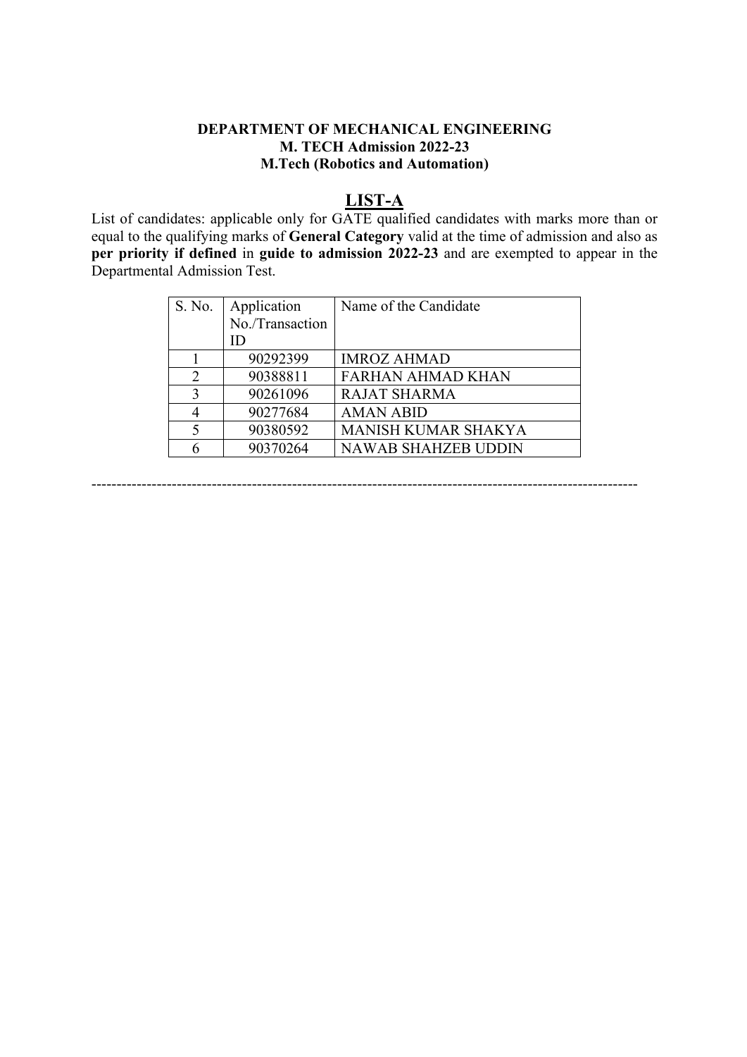**DEPARTMENT OF MECHANICAL ENGINEERING**
**M. TECH Admission 2022-23**
**M.Tech (Robotics and Automation)**

## LIST-A

List of candidates: applicable only for GATE qualified candidates with marks more than or equal to the qualifying marks of **General Category** valid at the time of admission and also as **per priority if defined** in **guide to admission 2022-23** and are exempted to appear in the Departmental Admission Test.

| S. No. | Application No./Transaction ID | Name of the Candidate |
|---|---|---|
| 1 | 90292399 | IMROZ AHMAD |
| 2 | 90388811 | FARHAN AHMAD KHAN |
| 3 | 90261096 | RAJAT SHARMA |
| 4 | 90277684 | AMAN ABID |
| 5 | 90380592 | MANISH KUMAR SHAKYA |
| 6 | 90370264 | NAWAB SHAHZEB UDDIN |

---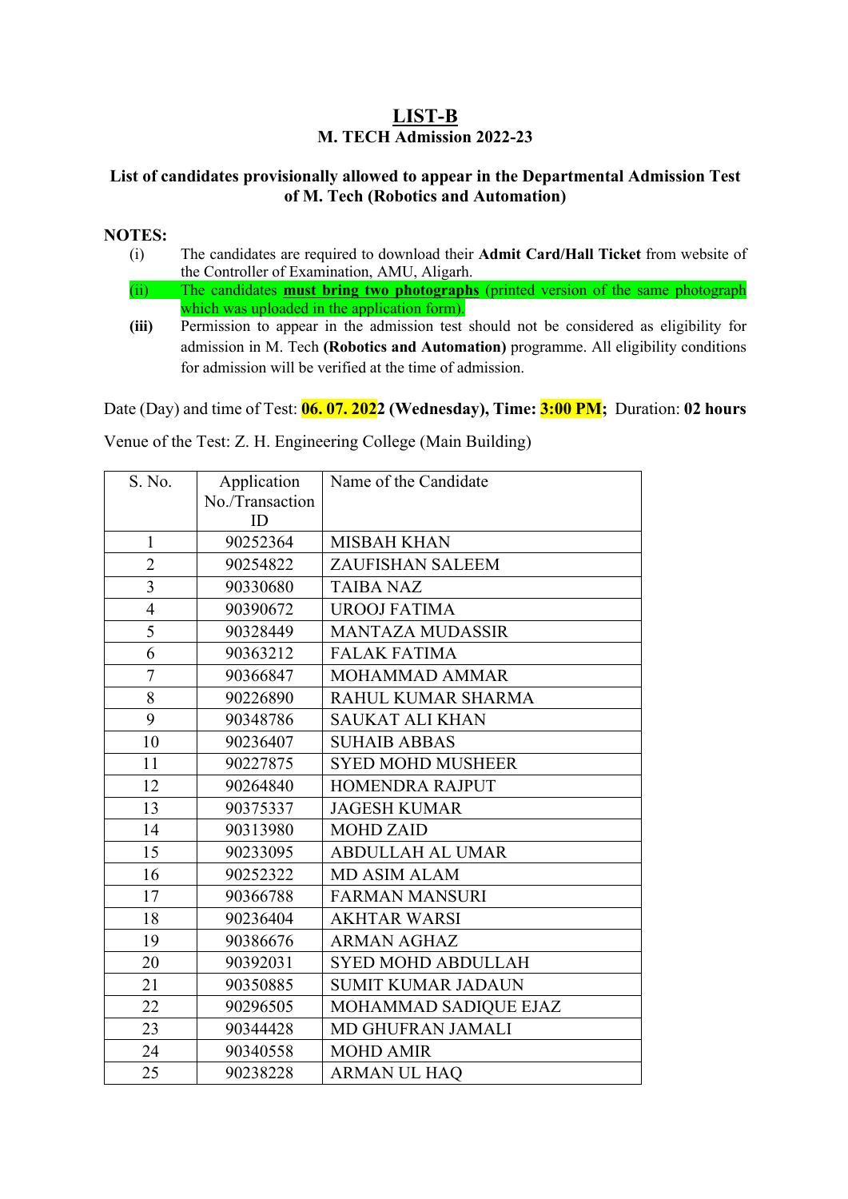# LIST-B

## M. TECH Admission 2022-23

### List of candidates provisionally allowed to appear in the Departmental Admission Test of M. Tech (Robotics and Automation)

**NOTES:**

(i) The candidates are required to download their **Admit Card/Hall Ticket** from website of the Controller of Examination, AMU, Aligarh.

(ii) The candidates **must bring two photographs** (printed version of the same photograph which was uploaded in the application form).

**(iii)** Permission to appear in the admission test should not be considered as eligibility for admission in M. Tech **(Robotics and Automation)** programme. All eligibility conditions for admission will be verified at the time of admission.

Date (Day) and time of Test: **06. 07. 2022 (Wednesday), Time: 3:00 PM;** Duration: **02 hours**

Venue of the Test: Z. H. Engineering College (Main Building)

| S. No. | Application No./Transaction ID | Name of the Candidate |
|---|---|---|
| 1 | 90252364 | MISBAH KHAN |
| 2 | 90254822 | ZAUFISHAN SALEEM |
| 3 | 90330680 | TAIBA NAZ |
| 4 | 90390672 | UROOJ FATIMA |
| 5 | 90328449 | MANTAZA MUDASSIR |
| 6 | 90363212 | FALAK FATIMA |
| 7 | 90366847 | MOHAMMAD AMMAR |
| 8 | 90226890 | RAHUL KUMAR SHARMA |
| 9 | 90348786 | SAUKAT ALI KHAN |
| 10 | 90236407 | SUHAIB ABBAS |
| 11 | 90227875 | SYED MOHD MUSHEER |
| 12 | 90264840 | HOMENDRA RAJPUT |
| 13 | 90375337 | JAGESH KUMAR |
| 14 | 90313980 | MOHD ZAID |
| 15 | 90233095 | ABDULLAH AL UMAR |
| 16 | 90252322 | MD ASIM ALAM |
| 17 | 90366788 | FARMAN MANSURI |
| 18 | 90236404 | AKHTAR WARSI |
| 19 | 90386676 | ARMAN AGHAZ |
| 20 | 90392031 | SYED MOHD ABDULLAH |
| 21 | 90350885 | SUMIT KUMAR JADAUN |
| 22 | 90296505 | MOHAMMAD SADIQUE EJAZ |
| 23 | 90344428 | MD GHUFRAN JAMALI |
| 24 | 90340558 | MOHD AMIR |
| 25 | 90238228 | ARMAN UL HAQ |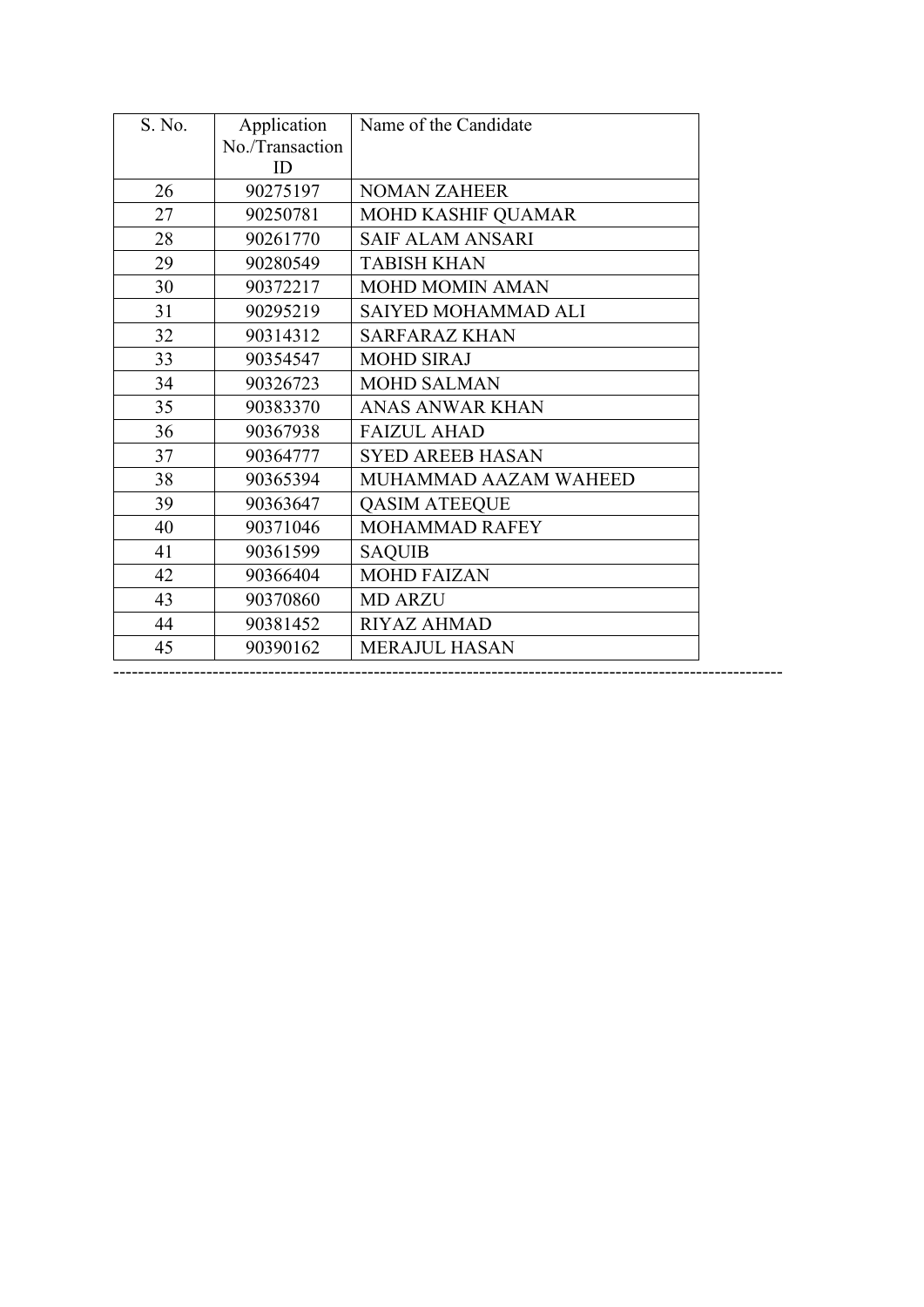| S. No. | Application No./Transaction ID | Name of the Candidate |
|---|---|---|
| 26 | 90275197 | NOMAN ZAHEER |
| 27 | 90250781 | MOHD KASHIF QUAMAR |
| 28 | 90261770 | SAIF ALAM ANSARI |
| 29 | 90280549 | TABISH KHAN |
| 30 | 90372217 | MOHD MOMIN AMAN |
| 31 | 90295219 | SAIYED MOHAMMAD ALI |
| 32 | 90314312 | SARFARAZ KHAN |
| 33 | 90354547 | MOHD SIRAJ |
| 34 | 90326723 | MOHD SALMAN |
| 35 | 90383370 | ANAS ANWAR KHAN |
| 36 | 90367938 | FAIZUL AHAD |
| 37 | 90364777 | SYED AREEB HASAN |
| 38 | 90365394 | MUHAMMAD AAZAM WAHEED |
| 39 | 90363647 | QASIM ATEEQUE |
| 40 | 90371046 | MOHAMMAD RAFEY |
| 41 | 90361599 | SAQUIB |
| 42 | 90366404 | MOHD FAIZAN |
| 43 | 90370860 | MD ARZU |
| 44 | 90381452 | RIYAZ AHMAD |
| 45 | 90390162 | MERAJUL HASAN |

---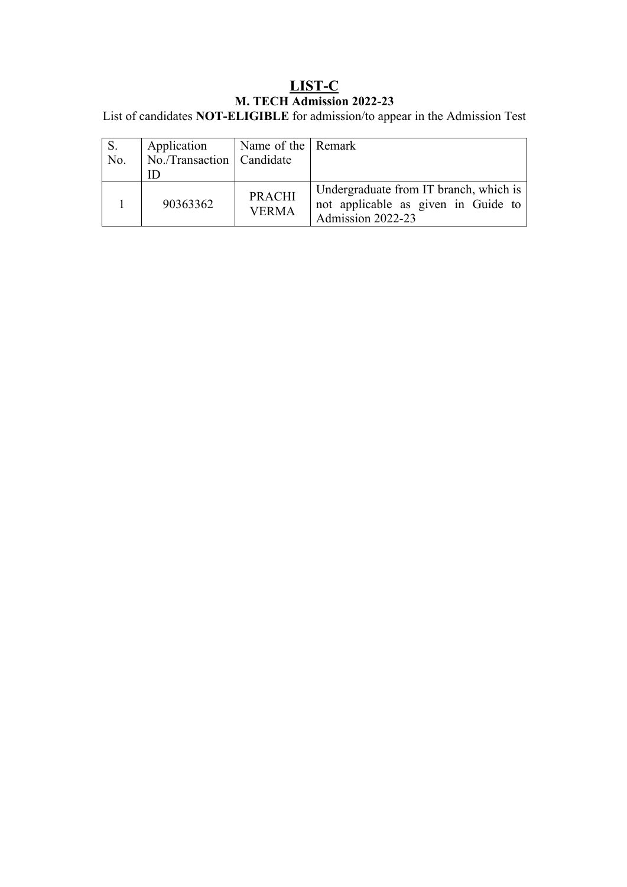# LIST-C

**M. TECH Admission 2022-23**

List of candidates **NOT-ELIGIBLE** for admission/to appear in the Admission Test

| S. No. | Application No./Transaction ID | Name of the Candidate | Remark |
|---|---|---|---|
| 1 | 90363362 | PRACHI VERMA | Undergraduate from IT branch, which is not applicable as given in Guide to Admission 2022-23 |